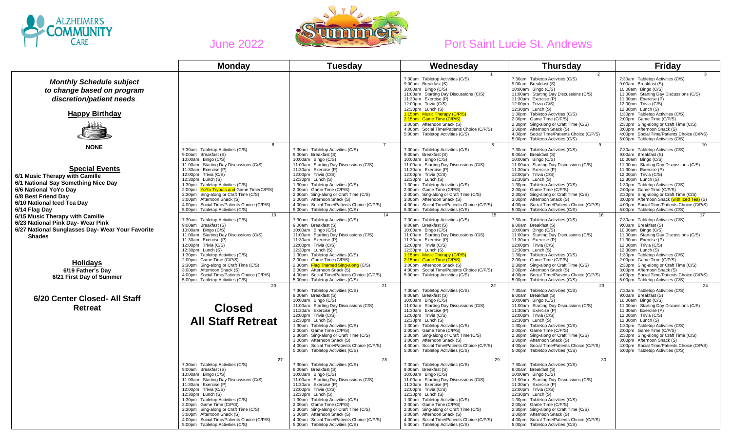# June 2022 — Port Saint Lucie St. Andrews

ALZHEIMER'S COMMUNITY CARE

***Monthly Schedule subject to change based on program discretion/patient needs.***

**Happy Birthday**

**NONE**

**Special Events**

- **6/1 Music Therapy with Camille**
- **6/1 National Say Something Nice Day**
- **6/6 National YoYo Day**
- **6/8 Best Friend Day**
- **6/10 National Iced Tea Day**
- **6/14 Flag Day**
- **6/15 Music Therapy with Camille**
- **6/23 National Pink Day- Wear Pink**
- **6/27 National Sunglasses Day- Wear Your Favorite Shades**

**Holidays**

**6/19 Father's Day**
**6/21 First Day of Summer**

**6/20 Center Closed- All Staff Retreat**

| Monday | Tuesday | Wednesday | Thursday | Friday |
|---|---|---|---|---|
| | | 1<br>7:30am Tabletop Activities (C/S)<br>9:00am Breakfast (S)<br>10:00am Bingo (C/S)<br>11:00am Starting Day Discussions (C/S)<br>11:30am Exercise (P)<br>12:00pm Trivia (C/S)<br>12:30pm Lunch (S)<br>1:15pm Music Therapy (C/P/S)<br>2:15pm Game Time (C/P/S)<br>3:00pm Afternoon Snack (S)<br>4:00pm Social Time/Patients Choice (C/P/S)<br>5:00pm Tabletop Activities (C/S) | 2<br>7:30am Tabletop Activities (C/S)<br>9:00am Breakfast (S)<br>10:00am Bingo (C/S)<br>11:00am Starting Day Discussions (C/S)<br>11:30am Exercise (P)<br>12:00pm Trivia (C/S)<br>12:30pm Lunch (S)<br>1:30pm Tabletop Activities (C/S)<br>2:00pm Game Time (C/P/S)<br>2:30pm Sing-along or Craft Time (C/S)<br>3:00pm Afternoon Snack (S)<br>4:00pm Social Time/Patients Choice (C/P/S)<br>5:00pm Tabletop Activities (C/S) | 3<br>7:30am Tabletop Activities (C/S)<br>9:00am Breakfast (S)<br>10:00am Bingo (C/S)<br>11:00am Starting Day Discussions (C/S)<br>11:30am Exercise (P)<br>12:00pm Trivia (C/S)<br>12:30pm Lunch (S)<br>1:30pm Tabletop Activities (C/S)<br>2:00pm Game Time (C/P/S)<br>2:30pm Sing-along or Craft Time (C/S)<br>3:00pm Afternoon Snack (S)<br>4:00pm Social Time/Patients Choice (C/P/S)<br>5:00pm Tabletop Activities (C/S) |
| 6<br>7:30am Tabletop Activities (C/S)<br>9:00am Breakfast (S)<br>10:00am Bingo (C/S)<br>11:00am Starting Day Discussions (C/S)<br>11:30am Exercise (P)<br>12:00pm Trivia (C/S)<br>12:30pm Lunch (S)<br>1:30pm Tabletop Activities (C/S)<br>2:00pm YoYo Tryouts and Game Time(C/P/S)<br>2:30pm Sing-along or Craft Time (C/S)<br>3:00pm Afternoon Snack (S)<br>4:00pm Social Time/Patients Choice (C/P/S)<br>5:00pm Tabletop Activities (C/S) | 7<br>7:30am Tabletop Activities (C/S)<br>9:00am Breakfast (S)<br>10:00am Bingo (C/S)<br>11:00am Starting Day Discussions (C/S)<br>11:30am Exercise (P)<br>12:00pm Trivia (C/S)<br>12:30pm Lunch (S)<br>1:30pm Tabletop Activities (C/S)<br>2:00pm Game Time (C/P/S)<br>2:30pm Sing-along or Craft Time (C/S)<br>3:00pm Afternoon Snack (S)<br>4:00pm Social Time/Patients Choice (C/P/S)<br>5:00pm Tabletop Activities (C/S) | 8<br>7:30am Tabletop Activities (C/S)<br>9:00am Breakfast (S)<br>10:00am Bingo (C/S)<br>11:00am Starting Day Discussions (C/S)<br>11:30am Exercise (P)<br>12:00pm Trivia (C/S)<br>12:30pm Lunch (S)<br>1:30pm Tabletop Activities (C/S)<br>2:00pm Game Time (C/P/S)<br>2:30pm Sing-along or Craft Time (C/S)<br>3:00pm Afternoon Snack (S)<br>4:00pm Social Time/Patients Choice (C/P/S)<br>5:00pm Tabletop Activities (C/S) | 9<br>7:30am Tabletop Activities (C/S)<br>9:00am Breakfast (S)<br>10:00am Bingo (C/S)<br>11:00am Starting Day Discussions (C/S)<br>11:30am Exercise (P)<br>12:00pm Trivia (C/S)<br>12:30pm Lunch (S)<br>1:30pm Tabletop Activities (C/S)<br>2:00pm Game Time (C/P/S)<br>2:30pm Sing-along or Craft Time (C/S)<br>3:00pm Afternoon Snack (S)<br>4:00pm Social Time/Patients Choice (C/P/S)<br>5:00pm Tabletop Activities (C/S) | 10<br>7:30am Tabletop Activities (C/S)<br>9:00am Breakfast (S)<br>10:00am Bingo (C/S)<br>11:00am Starting Day Discussions (C/S)<br>11:30am Exercise (P)<br>12:00pm Trivia (C/S)<br>12:30pm Lunch (S)<br>1:30pm Tabletop Activities (C/S)<br>2:00pm Game Time (C/P/S)<br>2:30pm Sing-along or Craft Time (C/S)<br>3:00pm Afternoon Snack (with Iced Tea) (S)<br>4:00pm Social Time/Patients Choice (C/P/S)<br>5:00pm Tabletop Activities (C/S) |
| 13<br>7:30am Tabletop Activities (C/S)<br>9:00am Breakfast (S)<br>10:00am Bingo (C/S)<br>11:00am Starting Day Discussions (C/S)<br>11:30am Exercise (P)<br>12:00pm Trivia (C/S)<br>12:30pm Lunch (S)<br>1:30pm Tabletop Activities (C/S)<br>2:00pm Game Time (C/P/S)<br>2:30pm Sing-along or Craft Time (C/S)<br>3:00pm Afternoon Snack (S)<br>4:00pm Social Time/Patients Choice (C/P/S)<br>5:00pm Tabletop Activities (C/S) | 14<br>7:30am Tabletop Activities (C/S)<br>9:00am Breakfast (S)<br>10:00am Bingo (C/S)<br>11:00am Starting Day Discussions (C/S)<br>11:30am Exercise (P)<br>12:00pm Trivia (C/S)<br>12:30pm Lunch (S)<br>1:30pm Tabletop Activities (C/S)<br>2:00pm Game Time (C/P/S)<br>2:30pm Flag Themed Sing-along (C/S)<br>3:00pm Afternoon Snack (S)<br>4:00pm Social Time/Patients Choice (C/P/S)<br>5:00pm Tabletop Activities (C/S) | 15<br>7:30am Tabletop Activities (C/S)<br>9:00am Breakfast (S)<br>10:00am Bingo (C/S)<br>11:00am Starting Day Discussions (C/S)<br>11:30am Exercise (P)<br>12:00pm Trivia (C/S)<br>12:30pm Lunch (S)<br>1:15pm Music Therapy (C/P/S)<br>2:15pm Game Time (C/P/S)<br>3:00pm Afternoon Snack (S)<br>4:00pm Social Time/Patients Choice (C/P/S)<br>5:00pm Tabletop Activities (C/S) | 16<br>7:30am Tabletop Activities (C/S)<br>9:00am Breakfast (S)<br>10:00am Bingo (C/S)<br>11:00am Starting Day Discussions (C/S)<br>11:30am Exercise (P)<br>12:00pm Trivia (C/S)<br>12:30pm Lunch (S)<br>1:30pm Tabletop Activities (C/S)<br>2:00pm Game Time (C/P/S)<br>2:30pm Sing-along or Craft Time (C/S)<br>3:00pm Afternoon Snack (S)<br>4:00pm Social Time/Patients Choice (C/P/S)<br>5:00pm Tabletop Activities (C/S) | 17<br>7:30am Tabletop Activities (C/S)<br>9:00am Breakfast (S)<br>10:00am Bingo (C/S)<br>11:00am Starting Day Discussions (C/S)<br>11:30am Exercise (P)<br>12:00pm Trivia (C/S)<br>12:30pm Lunch (S)<br>1:30pm Tabletop Activities (C/S)<br>2:00pm Game Time (C/P/S)<br>2:30pm Sing-along or Craft Time (C/S)<br>3:00pm Afternoon Snack (S)<br>4:00pm Social Time/Patients Choice (C/P/S)<br>5:00pm Tabletop Activities (C/S) |
| 20<br>**Closed**<br>**All Staff Retreat** | 21<br>7:30am Tabletop Activities (C/S)<br>9:00am Breakfast (S)<br>10:00am Bingo (C/S)<br>11:00am Starting Day Discussions (C/S)<br>11:30am Exercise (P)<br>12:00pm Trivia (C/S)<br>12:30pm Lunch (S)<br>1:30pm Tabletop Activities (C/S)<br>2:00pm Game Time (C/P/S)<br>2:30pm Sing-along or Craft Time (C/S)<br>3:00pm Afternoon Snack (S)<br>4:00pm Social Time/Patients Choice (C/P/S)<br>5:00pm Tabletop Activities (C/S) | 22<br>7:30am Tabletop Activities (C/S)<br>9:00am Breakfast (S)<br>10:00am Bingo (C/S)<br>11:00am Starting Day Discussions (C/S)<br>11:30am Exercise (P)<br>12:00pm Trivia (C/S)<br>12:30pm Lunch (S)<br>1:30pm Tabletop Activities (C/S)<br>2:00pm Game Time (C/P/S)<br>2:30pm Sing-along or Craft Time (C/S)<br>3:00pm Afternoon Snack (S)<br>4:00pm Social Time/Patients Choice (C/P/S)<br>5:00pm Tabletop Activities (C/S) | 23<br>7:30am Tabletop Activities (C/S)<br>9:00am Breakfast (S)<br>10:00am Bingo (C/S)<br>11:00am Starting Day Discussions (C/S)<br>11:30am Exercise (P)<br>12:00pm Trivia (C/S)<br>12:30pm Lunch (S)<br>1:30pm Tabletop Activities (C/S)<br>2:00pm Game Time (C/P/S)<br>2:30pm Sing-along or Craft Time (C/S)<br>3:00pm Afternoon Snack (S)<br>4:00pm Social Time/Patients Choice (C/P/S)<br>5:00pm Tabletop Activities (C/S) | 24<br>7:30am Tabletop Activities (C/S)<br>9:00am Breakfast (S)<br>10:00am Bingo (C/S)<br>11:00am Starting Day Discussions (C/S)<br>11:30am Exercise (P)<br>12:00pm Trivia (C/S)<br>12:30pm Lunch (S)<br>1:30pm Tabletop Activities (C/S)<br>2:00pm Game Time (C/P/S)<br>2:30pm Sing-along or Craft Time (C/S)<br>3:00pm Afternoon Snack (S)<br>4:00pm Social Time/Patients Choice (C/P/S)<br>5:00pm Tabletop Activities (C/S) |
| 27<br>7:30am Tabletop Activities (C/S)<br>9:00am Breakfast (S)<br>10:00am Bingo (C/S)<br>11:00am Starting Day Discussions (C/S)<br>11:30am Exercise (P)<br>12:00pm Trivia (C/S)<br>12:30pm Lunch (S)<br>1:30pm Tabletop Activities (C/S)<br>2:00pm Game Time (C/P/S)<br>2:30pm Sing-along or Craft Time (C/S)<br>3:00pm Afternoon Snack (S)<br>4:00pm Social Time/Patients Choice (C/P/S)<br>5:00pm Tabletop Activities (C/S) | 28<br>7:30am Tabletop Activities (C/S)<br>9:00am Breakfast (S)<br>10:00am Bingo (C/S)<br>11:00am Starting Day Discussions (C/S)<br>11:30am Exercise (P)<br>12:00pm Trivia (C/S)<br>12:30pm Lunch (S)<br>1:30pm Tabletop Activities (C/S)<br>2:00pm Game Time (C/P/S)<br>2:30pm Sing-along or Craft Time (C/S)<br>3:00pm Afternoon Snack (S)<br>4:00pm Social Time/Patients Choice (C/P/S)<br>5:00pm Tabletop Activities (C/S) | 29<br>7:30am Tabletop Activities (C/S)<br>9:00am Breakfast (S)<br>10:00am Bingo (C/S)<br>11:00am Starting Day Discussions (C/S)<br>11:30am Exercise (P)<br>12:00pm Trivia (C/S)<br>12:30pm Lunch (S)<br>1:30pm Tabletop Activities (C/S)<br>2:00pm Game Time (C/P/S)<br>2:30pm Sing-along or Craft Time (C/S)<br>3:00pm Afternoon Snack (S)<br>4:00pm Social Time/Patients Choice (C/P/S)<br>5:00pm Tabletop Activities (C/S) | 30<br>7:30am Tabletop Activities (C/S)<br>9:00am Breakfast (S)<br>10:00am Bingo (C/S)<br>11:00am Starting Day Discussions (C/S)<br>11:30am Exercise (P)<br>12:00pm Trivia (C/S)<br>12:30pm Lunch (S)<br>1:30pm Tabletop Activities (C/S)<br>2:00pm Game Time (C/P/S)<br>2:30pm Sing-along or Craft Time (C/S)<br>3:00pm Afternoon Snack (S)<br>4:00pm Social Time/Patients Choice (C/P/S)<br>5:00pm Tabletop Activities (C/S) | |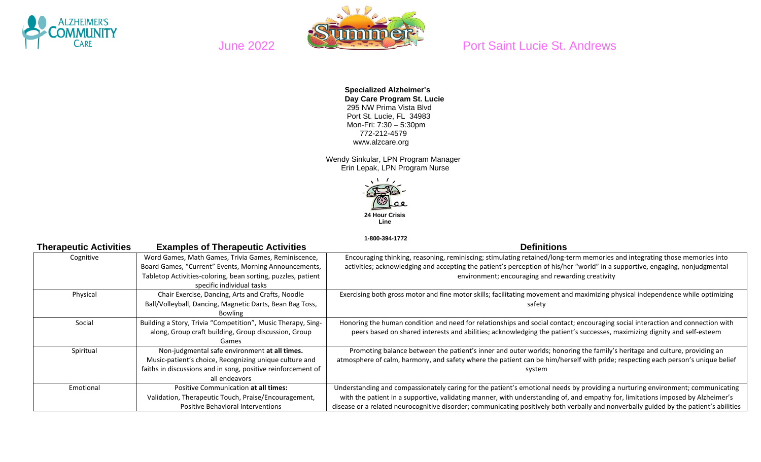June 2022 — Summer — Port Saint Lucie St. Andrews

**Specialized Alzheimer's Day Care Program St. Lucie**
295 NW Prima Vista Blvd
Port St. Lucie, FL 34983
Mon-Fri: 7:30 – 5:30pm
772-212-4579
www.alzcare.org

Wendy Sinkular, LPN Program Manager
Erin Lepak, LPN Program Nurse

**24 Hour Crisis Line**

**1-800-394-1772**

| Therapeutic Activities | Examples of Therapeutic Activities | Definitions |
|---|---|---|
| Cognitive | Word Games, Math Games, Trivia Games, Reminiscence, Board Games, "Current" Events, Morning Announcements, Tabletop Activities-coloring, bean sorting, puzzles, patient specific individual tasks | Encouraging thinking, reasoning, reminiscing; stimulating retained/long-term memories and integrating those memories into activities; acknowledging and accepting the patient's perception of his/her "world" in a supportive, engaging, nonjudgmental environment; encouraging and rewarding creativity |
| Physical | Chair Exercise, Dancing, Arts and Crafts, Noodle Ball/Volleyball, Dancing, Magnetic Darts, Bean Bag Toss, Bowling | Exercising both gross motor and fine motor skills; facilitating movement and maximizing physical independence while optimizing safety |
| Social | Building a Story, Trivia "Competition", Music Therapy, Sing-along, Group craft building, Group discussion, Group Games | Honoring the human condition and need for relationships and social contact; encouraging social interaction and connection with peers based on shared interests and abilities; acknowledging the patient's successes, maximizing dignity and self-esteem |
| Spiritual | Non-judgmental safe environment **at all times.** Music-patient's choice, Recognizing unique culture and faiths in discussions and in song, positive reinforcement of all endeavors | Promoting balance between the patient's inner and outer worlds; honoring the family's heritage and culture, providing an atmosphere of calm, harmony, and safety where the patient can be him/herself with pride; respecting each person's unique belief system |
| Emotional | Positive Communication **at all times:** Validation, Therapeutic Touch, Praise/Encouragement, Positive Behavioral Interventions | Understanding and compassionately caring for the patient's emotional needs by providing a nurturing environment; communicating with the patient in a supportive, validating manner, with understanding of, and empathy for, limitations imposed by Alzheimer's disease or a related neurocognitive disorder; communicating positively both verbally and nonverbally guided by the patient's abilities |